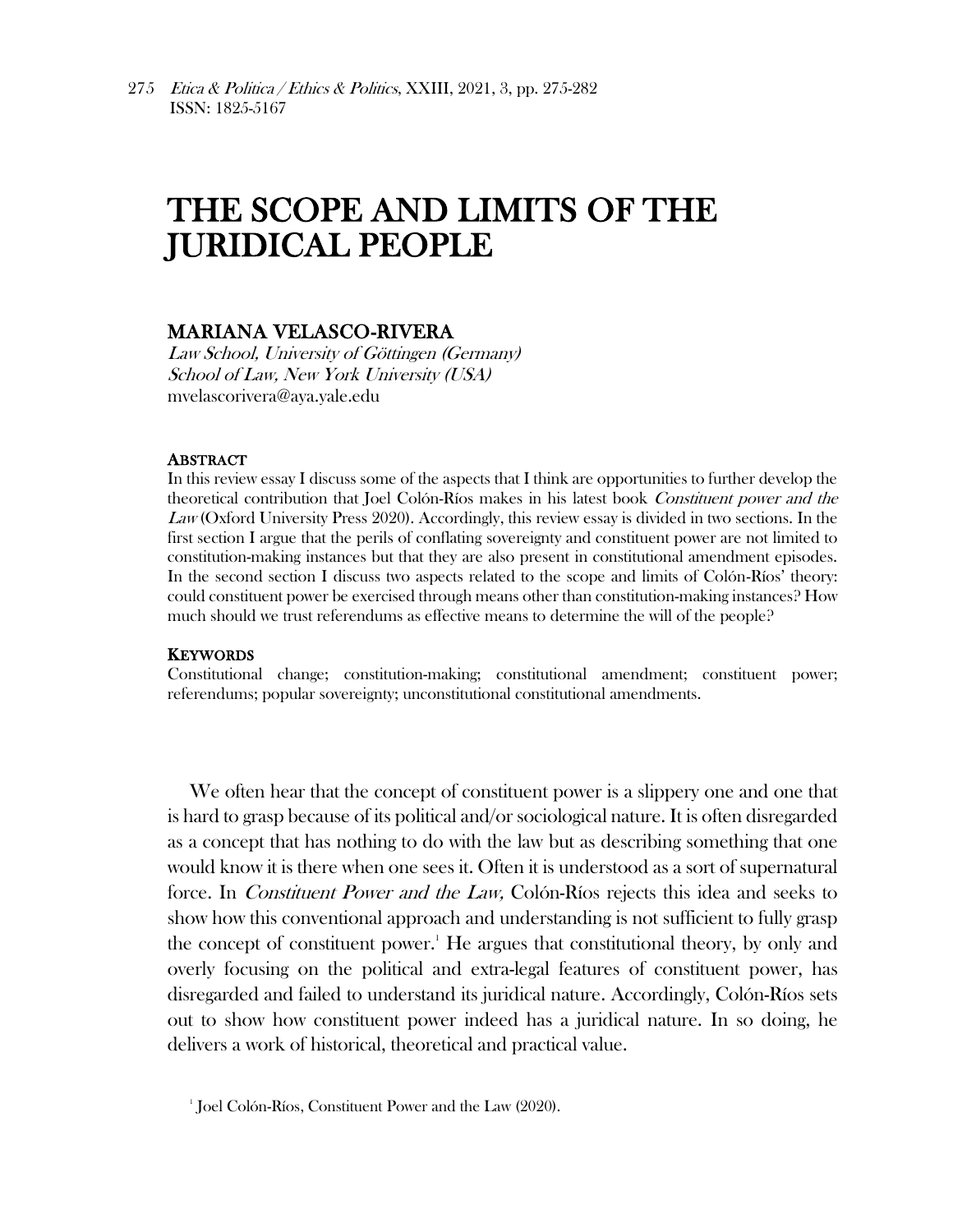# THE SCOPE AND LIMITS OF THE JURIDICAL PEOPLE

## MARIANA VELASCO-RIVERA

*Law School, University of Göttingen (Germany)*
*School of Law, New York University (USA)*
mvelascorivera@aya.yale.edu

### ABSTRACT

In this review essay I discuss some of the aspects that I think are opportunities to further develop the theoretical contribution that Joel Colón-Ríos makes in his latest book *Constituent power and the Law* (Oxford University Press 2020). Accordingly, this review essay is divided in two sections. In the first section I argue that the perils of conflating sovereignty and constituent power are not limited to constitution-making instances but that they are also present in constitutional amendment episodes. In the second section I discuss two aspects related to the scope and limits of Colón-Ríos' theory: could constituent power be exercised through means other than constitution-making instances? How much should we trust referendums as effective means to determine the will of the people?

### KEYWORDS

Constitutional change; constitution-making; constitutional amendment; constituent power; referendums; popular sovereignty; unconstitutional constitutional amendments.

We often hear that the concept of constituent power is a slippery one and one that is hard to grasp because of its political and/or sociological nature. It is often disregarded as a concept that has nothing to do with the law but as describing something that one would know it is there when one sees it. Often it is understood as a sort of supernatural force. In *Constituent Power and the Law,* Colón-Ríos rejects this idea and seeks to show how this conventional approach and understanding is not sufficient to fully grasp the concept of constituent power.[1] He argues that constitutional theory, by only and overly focusing on the political and extra-legal features of constituent power, has disregarded and failed to understand its juridical nature. Accordingly, Colón-Ríos sets out to show how constituent power indeed has a juridical nature. In so doing, he delivers a work of historical, theoretical and practical value.

[1] Joel Colón-Ríos, Constituent Power and the Law (2020).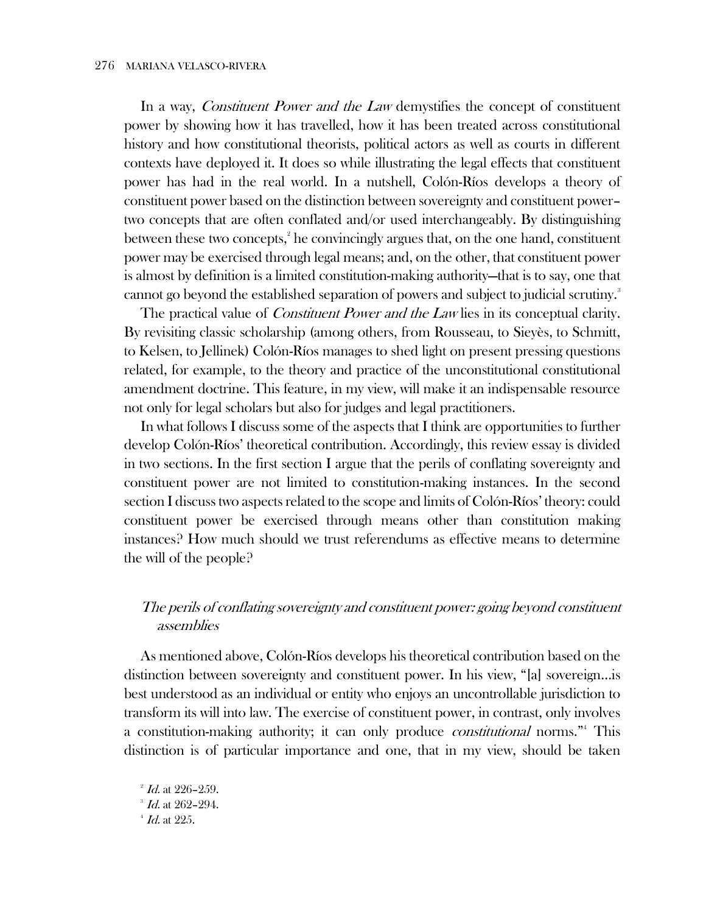In a way, *Constituent Power and the Law* demystifies the concept of constituent power by showing how it has travelled, how it has been treated across constitutional history and how constitutional theorists, political actors as well as courts in different contexts have deployed it. It does so while illustrating the legal effects that constituent power has had in the real world. In a nutshell, Colón-Ríos develops a theory of constituent power based on the distinction between sovereignty and constituent power–two concepts that are often conflated and/or used interchangeably. By distinguishing between these two concepts,[2] he convincingly argues that, on the one hand, constituent power may be exercised through legal means; and, on the other, that constituent power is almost by definition is a limited constitution-making authority—that is to say, one that cannot go beyond the established separation of powers and subject to judicial scrutiny.[3]

The practical value of *Constituent Power and the Law* lies in its conceptual clarity. By revisiting classic scholarship (among others, from Rousseau, to Sieyès, to Schmitt, to Kelsen, to Jellinek) Colón-Ríos manages to shed light on present pressing questions related, for example, to the theory and practice of the unconstitutional constitutional amendment doctrine. This feature, in my view, will make it an indispensable resource not only for legal scholars but also for judges and legal practitioners.

In what follows I discuss some of the aspects that I think are opportunities to further develop Colón-Ríos' theoretical contribution. Accordingly, this review essay is divided in two sections. In the first section I argue that the perils of conflating sovereignty and constituent power are not limited to constitution-making instances. In the second section I discuss two aspects related to the scope and limits of Colón-Ríos' theory: could constituent power be exercised through means other than constitution making instances? How much should we trust referendums as effective means to determine the will of the people?

## *The perils of conflating sovereignty and constituent power: going beyond constituent assemblies*

As mentioned above, Colón-Ríos develops his theoretical contribution based on the distinction between sovereignty and constituent power. In his view, "[a] sovereign…is best understood as an individual or entity who enjoys an uncontrollable jurisdiction to transform its will into law. The exercise of constituent power, in contrast, only involves a constitution-making authority; it can only produce *constitutional* norms."[4] This distinction is of particular importance and one, that in my view, should be taken

[2] *Id.* at 226–259.

[3] *Id.* at 262–294.

[4] *Id.* at 225.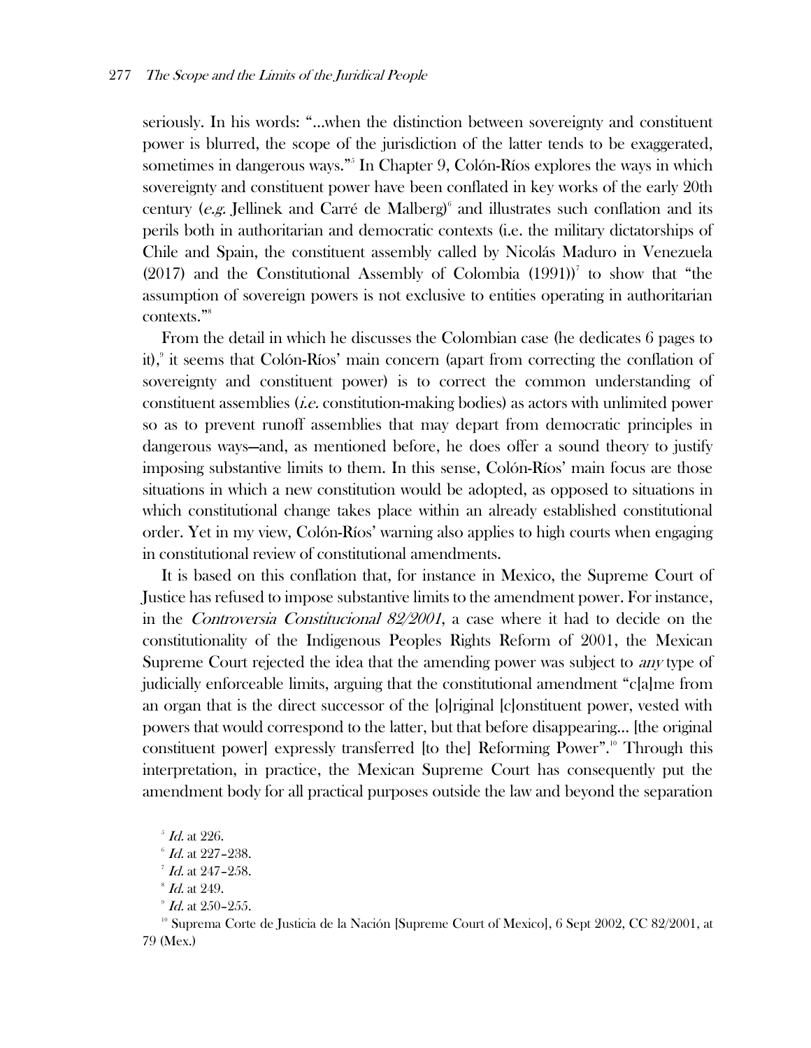seriously. In his words: "…when the distinction between sovereignty and constituent power is blurred, the scope of the jurisdiction of the latter tends to be exaggerated, sometimes in dangerous ways."[5] In Chapter 9, Colón-Ríos explores the ways in which sovereignty and constituent power have been conflated in key works of the early 20th century (*e.g.* Jellinek and Carré de Malberg)[6] and illustrates such conflation and its perils both in authoritarian and democratic contexts (i.e. the military dictatorships of Chile and Spain, the constituent assembly called by Nicolás Maduro in Venezuela (2017) and the Constitutional Assembly of Colombia (1991))[7] to show that "the assumption of sovereign powers is not exclusive to entities operating in authoritarian contexts."[8]

From the detail in which he discusses the Colombian case (he dedicates 6 pages to it),[9] it seems that Colón-Ríos' main concern (apart from correcting the conflation of sovereignty and constituent power) is to correct the common understanding of constituent assemblies (*i.e.* constitution-making bodies) as actors with unlimited power so as to prevent runoff assemblies that may depart from democratic principles in dangerous ways—and, as mentioned before, he does offer a sound theory to justify imposing substantive limits to them. In this sense, Colón-Ríos' main focus are those situations in which a new constitution would be adopted, as opposed to situations in which constitutional change takes place within an already established constitutional order. Yet in my view, Colón-Ríos' warning also applies to high courts when engaging in constitutional review of constitutional amendments.

It is based on this conflation that, for instance in Mexico, the Supreme Court of Justice has refused to impose substantive limits to the amendment power. For instance, in the *Controversia Constitucional 82/2001*, a case where it had to decide on the constitutionality of the Indigenous Peoples Rights Reform of 2001, the Mexican Supreme Court rejected the idea that the amending power was subject to *any* type of judicially enforceable limits, arguing that the constitutional amendment "c[a]me from an organ that is the direct successor of the [o]riginal [c]onstituent power, vested with powers that would correspond to the latter, but that before disappearing… [the original constituent power] expressly transferred [to the] Reforming Power".[10] Through this interpretation, in practice, the Mexican Supreme Court has consequently put the amendment body for all practical purposes outside the law and beyond the separation

[5] *Id.* at 226.

[6] *Id.* at 227–238.

[7] *Id.* at 247–258.

[8] *Id.* at 249.

[9] *Id.* at 250–255.

[10] Suprema Corte de Justicia de la Nación [Supreme Court of Mexico], 6 Sept 2002, CC 82/2001, at 79 (Mex.)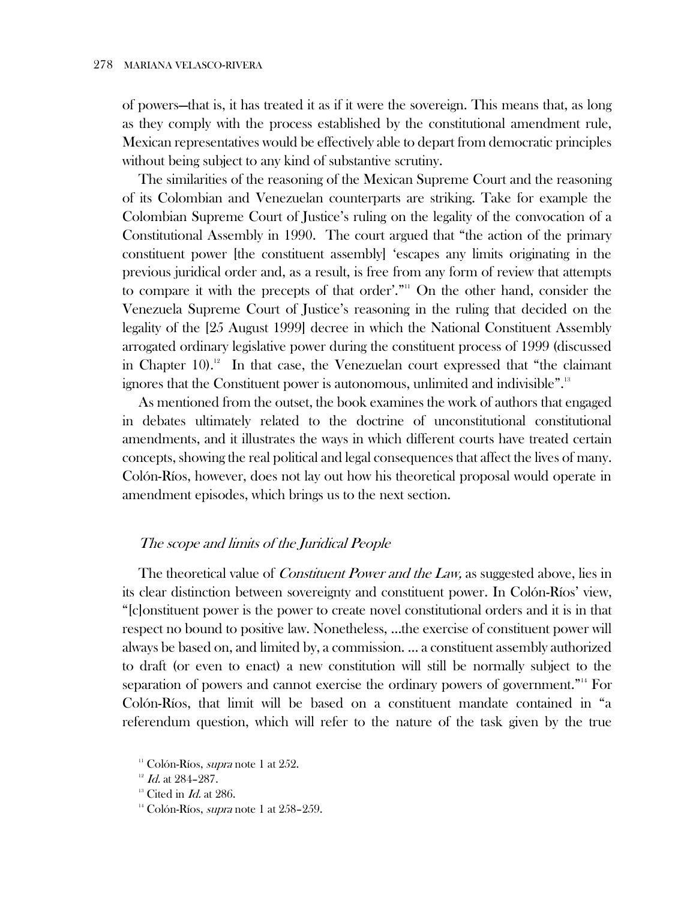of powers—that is, it has treated it as if it were the sovereign. This means that, as long as they comply with the process established by the constitutional amendment rule, Mexican representatives would be effectively able to depart from democratic principles without being subject to any kind of substantive scrutiny.

The similarities of the reasoning of the Mexican Supreme Court and the reasoning of its Colombian and Venezuelan counterparts are striking. Take for example the Colombian Supreme Court of Justice's ruling on the legality of the convocation of a Constitutional Assembly in 1990. The court argued that "the action of the primary constituent power [the constituent assembly] 'escapes any limits originating in the previous juridical order and, as a result, is free from any form of review that attempts to compare it with the precepts of that order'."[11] On the other hand, consider the Venezuela Supreme Court of Justice's reasoning in the ruling that decided on the legality of the [25 August 1999] decree in which the National Constituent Assembly arrogated ordinary legislative power during the constituent process of 1999 (discussed in Chapter 10).[12] In that case, the Venezuelan court expressed that "the claimant ignores that the Constituent power is autonomous, unlimited and indivisible".[13]

As mentioned from the outset, the book examines the work of authors that engaged in debates ultimately related to the doctrine of unconstitutional constitutional amendments, and it illustrates the ways in which different courts have treated certain concepts, showing the real political and legal consequences that affect the lives of many. Colón-Ríos, however, does not lay out how his theoretical proposal would operate in amendment episodes, which brings us to the next section.

### *The scope and limits of the Juridical People*

The theoretical value of *Constituent Power and the Law,* as suggested above, lies in its clear distinction between sovereignty and constituent power. In Colón-Ríos' view, "[c]onstituent power is the power to create novel constitutional orders and it is in that respect no bound to positive law. Nonetheless, ...the exercise of constituent power will always be based on, and limited by, a commission. ... a constituent assembly authorized to draft (or even to enact) a new constitution will still be normally subject to the separation of powers and cannot exercise the ordinary powers of government."[14] For Colón-Ríos, that limit will be based on a constituent mandate contained in "a referendum question, which will refer to the nature of the task given by the true

[11] Colón-Ríos, *supra* note 1 at 252.

[12] *Id.* at 284–287.

[13] Cited in *Id.* at 286.

[14] Colón-Ríos, *supra* note 1 at 258–259.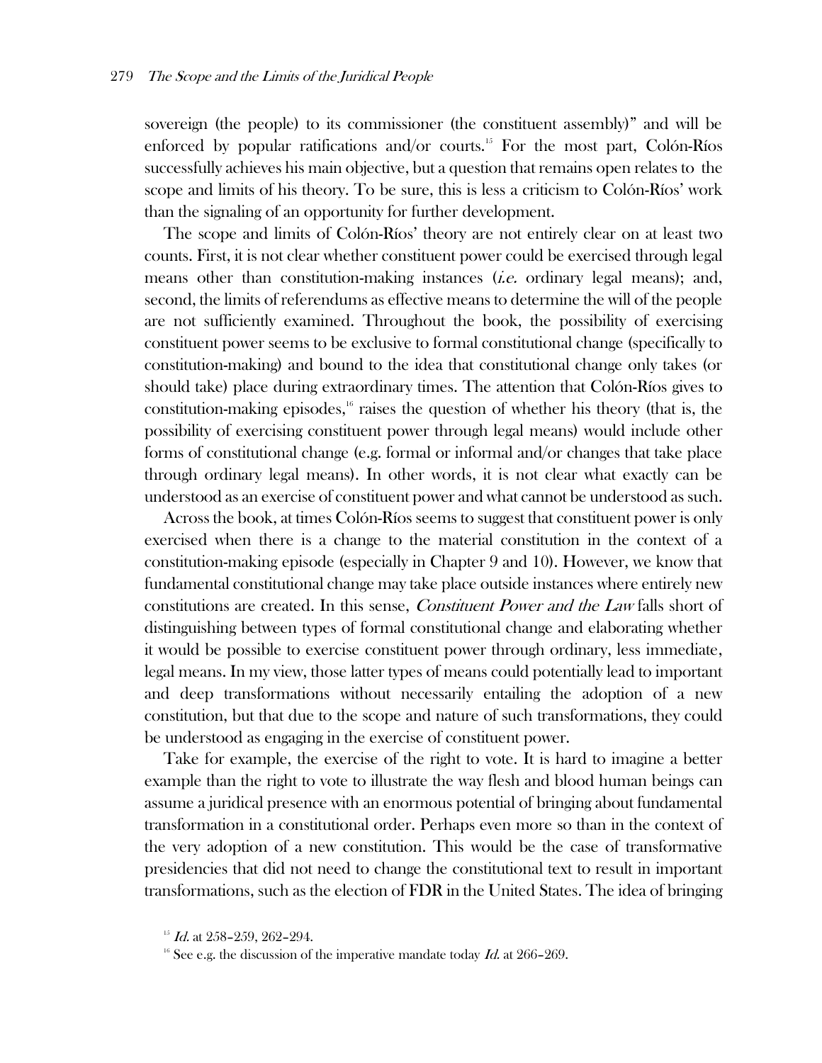sovereign (the people) to its commissioner (the constituent assembly)" and will be enforced by popular ratifications and/or courts.[15] For the most part, Colón-Ríos successfully achieves his main objective, but a question that remains open relates to the scope and limits of his theory. To be sure, this is less a criticism to Colón-Ríos' work than the signaling of an opportunity for further development.

The scope and limits of Colón-Ríos' theory are not entirely clear on at least two counts. First, it is not clear whether constituent power could be exercised through legal means other than constitution-making instances (*i.e.* ordinary legal means); and, second, the limits of referendums as effective means to determine the will of the people are not sufficiently examined. Throughout the book, the possibility of exercising constituent power seems to be exclusive to formal constitutional change (specifically to constitution-making) and bound to the idea that constitutional change only takes (or should take) place during extraordinary times. The attention that Colón-Ríos gives to constitution-making episodes,[16] raises the question of whether his theory (that is, the possibility of exercising constituent power through legal means) would include other forms of constitutional change (e.g. formal or informal and/or changes that take place through ordinary legal means). In other words, it is not clear what exactly can be understood as an exercise of constituent power and what cannot be understood as such.

Across the book, at times Colón-Ríos seems to suggest that constituent power is only exercised when there is a change to the material constitution in the context of a constitution-making episode (especially in Chapter 9 and 10). However, we know that fundamental constitutional change may take place outside instances where entirely new constitutions are created. In this sense, *Constituent Power and the Law* falls short of distinguishing between types of formal constitutional change and elaborating whether it would be possible to exercise constituent power through ordinary, less immediate, legal means. In my view, those latter types of means could potentially lead to important and deep transformations without necessarily entailing the adoption of a new constitution, but that due to the scope and nature of such transformations, they could be understood as engaging in the exercise of constituent power.

Take for example, the exercise of the right to vote. It is hard to imagine a better example than the right to vote to illustrate the way flesh and blood human beings can assume a juridical presence with an enormous potential of bringing about fundamental transformation in a constitutional order. Perhaps even more so than in the context of the very adoption of a new constitution. This would be the case of transformative presidencies that did not need to change the constitutional text to result in important transformations, such as the election of FDR in the United States. The idea of bringing

[15] *Id.* at 258–259, 262–294.

[16] See e.g. the discussion of the imperative mandate today *Id.* at 266–269.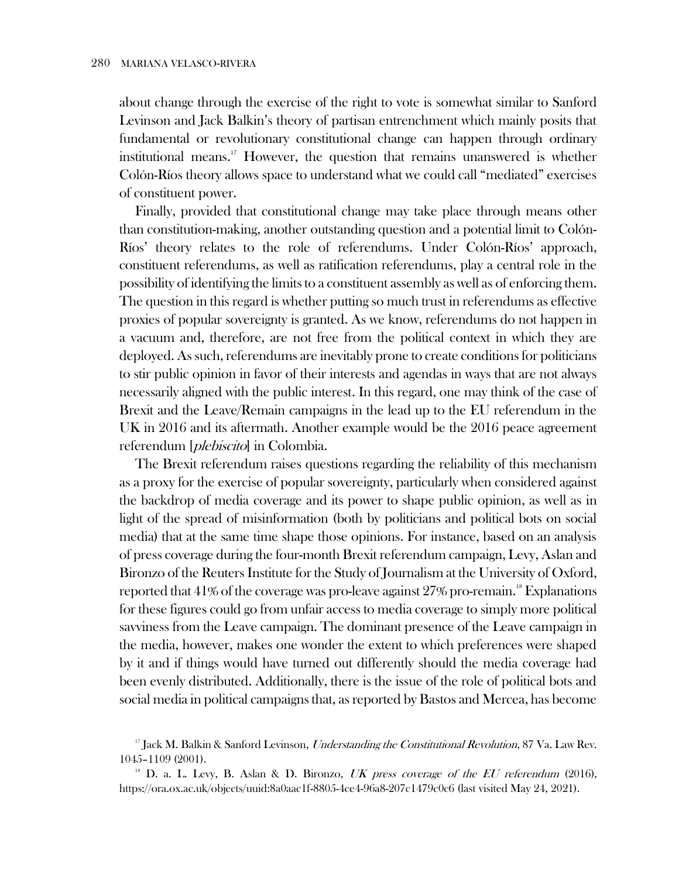about change through the exercise of the right to vote is somewhat similar to Sanford Levinson and Jack Balkin's theory of partisan entrenchment which mainly posits that fundamental or revolutionary constitutional change can happen through ordinary institutional means.[17] However, the question that remains unanswered is whether Colón-Ríos theory allows space to understand what we could call "mediated" exercises of constituent power.

Finally, provided that constitutional change may take place through means other than constitution-making, another outstanding question and a potential limit to Colón-Ríos' theory relates to the role of referendums. Under Colón-Ríos' approach, constituent referendums, as well as ratification referendums, play a central role in the possibility of identifying the limits to a constituent assembly as well as of enforcing them. The question in this regard is whether putting so much trust in referendums as effective proxies of popular sovereignty is granted. As we know, referendums do not happen in a vacuum and, therefore, are not free from the political context in which they are deployed. As such, referendums are inevitably prone to create conditions for politicians to stir public opinion in favor of their interests and agendas in ways that are not always necessarily aligned with the public interest. In this regard, one may think of the case of Brexit and the Leave/Remain campaigns in the lead up to the EU referendum in the UK in 2016 and its aftermath. Another example would be the 2016 peace agreement referendum [*plebiscito*] in Colombia.

The Brexit referendum raises questions regarding the reliability of this mechanism as a proxy for the exercise of popular sovereignty, particularly when considered against the backdrop of media coverage and its power to shape public opinion, as well as in light of the spread of misinformation (both by politicians and political bots on social media) that at the same time shape those opinions. For instance, based on an analysis of press coverage during the four-month Brexit referendum campaign, Levy, Aslan and Bironzo of the Reuters Institute for the Study of Journalism at the University of Oxford, reported that 41% of the coverage was pro-leave against 27% pro-remain.[18] Explanations for these figures could go from unfair access to media coverage to simply more political savviness from the Leave campaign. The dominant presence of the Leave campaign in the media, however, makes one wonder the extent to which preferences were shaped by it and if things would have turned out differently should the media coverage had been evenly distributed. Additionally, there is the issue of the role of political bots and social media in political campaigns that, as reported by Bastos and Mercea, has become

[17] Jack M. Balkin & Sanford Levinson, *Understanding the Constitutional Revolution*, 87 Va. Law Rev. 1045–1109 (2001).

[18] D. a. L. Levy, B. Aslan & D. Bironzo, *UK press coverage of the EU referendum* (2016), https://ora.ox.ac.uk/objects/uuid:8a0aac1f-8805-4ce4-96a8-207c1479c0c6 (last visited May 24, 2021).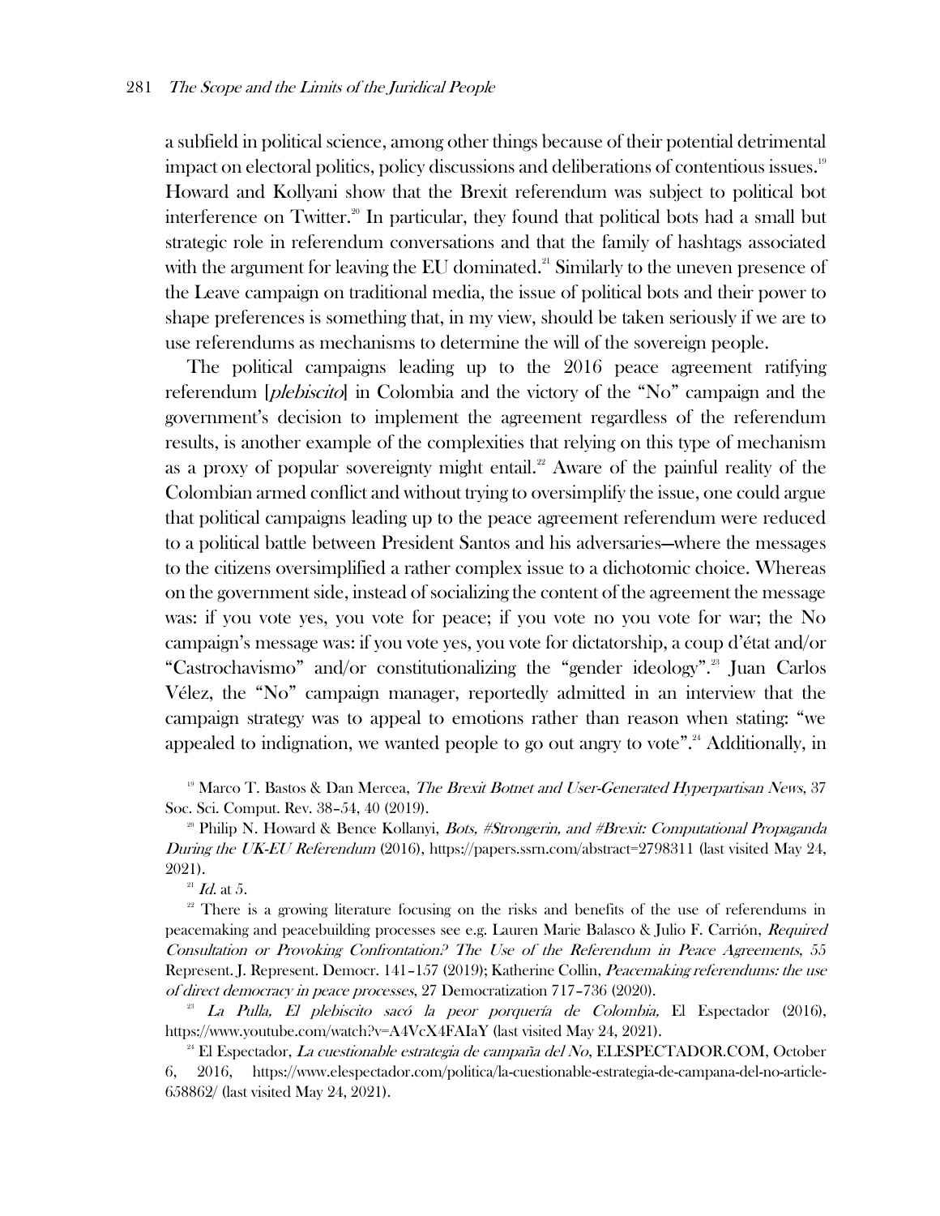a subfield in political science, among other things because of their potential detrimental impact on electoral politics, policy discussions and deliberations of contentious issues.[19] Howard and Kollyani show that the Brexit referendum was subject to political bot interference on Twitter.[20] In particular, they found that political bots had a small but strategic role in referendum conversations and that the family of hashtags associated with the argument for leaving the EU dominated.[21] Similarly to the uneven presence of the Leave campaign on traditional media, the issue of political bots and their power to shape preferences is something that, in my view, should be taken seriously if we are to use referendums as mechanisms to determine the will of the sovereign people.

The political campaigns leading up to the 2016 peace agreement ratifying referendum [*plebiscito*] in Colombia and the victory of the "No" campaign and the government's decision to implement the agreement regardless of the referendum results, is another example of the complexities that relying on this type of mechanism as a proxy of popular sovereignty might entail.[22] Aware of the painful reality of the Colombian armed conflict and without trying to oversimplify the issue, one could argue that political campaigns leading up to the peace agreement referendum were reduced to a political battle between President Santos and his adversaries—where the messages to the citizens oversimplified a rather complex issue to a dichotomic choice. Whereas on the government side, instead of socializing the content of the agreement the message was: if you vote yes, you vote for peace; if you vote no you vote for war; the No campaign's message was: if you vote yes, you vote for dictatorship, a coup d'état and/or "Castrochavismo" and/or constitutionalizing the "gender ideology".[23] Juan Carlos Vélez, the "No" campaign manager, reportedly admitted in an interview that the campaign strategy was to appeal to emotions rather than reason when stating: "we appealed to indignation, we wanted people to go out angry to vote".[24] Additionally, in

[19] Marco T. Bastos & Dan Mercea, *The Brexit Botnet and User-Generated Hyperpartisan News*, 37 Soc. Sci. Comput. Rev. 38–54, 40 (2019).

[20] Philip N. Howard & Bence Kollanyi, *Bots, #Strongerin, and #Brexit: Computational Propaganda During the UK-EU Referendum* (2016), https://papers.ssrn.com/abstract=2798311 (last visited May 24, 2021).

[21] *Id.* at 5.

[22] There is a growing literature focusing on the risks and benefits of the use of referendums in peacemaking and peacebuilding processes see e.g. Lauren Marie Balasco & Julio F. Carrión, *Required Consultation or Provoking Confrontation? The Use of the Referendum in Peace Agreements*, 55 Represent. J. Represent. Democr. 141–157 (2019); Katherine Collin, *Peacemaking referendums: the use of direct democracy in peace processes*, 27 Democratization 717–736 (2020).

[23] *La Pulla, El plebiscito sacó la peor porquería de Colombia,* El Espectador (2016), https://www.youtube.com/watch?v=A4VcX4FAIaY (last visited May 24, 2021).

[24] El Espectador, *La cuestionable estrategia de campaña del No*, ELESPECTADOR.COM, October 6, 2016, https://www.elespectador.com/politica/la-cuestionable-estrategia-de-campana-del-no-article-658862/ (last visited May 24, 2021).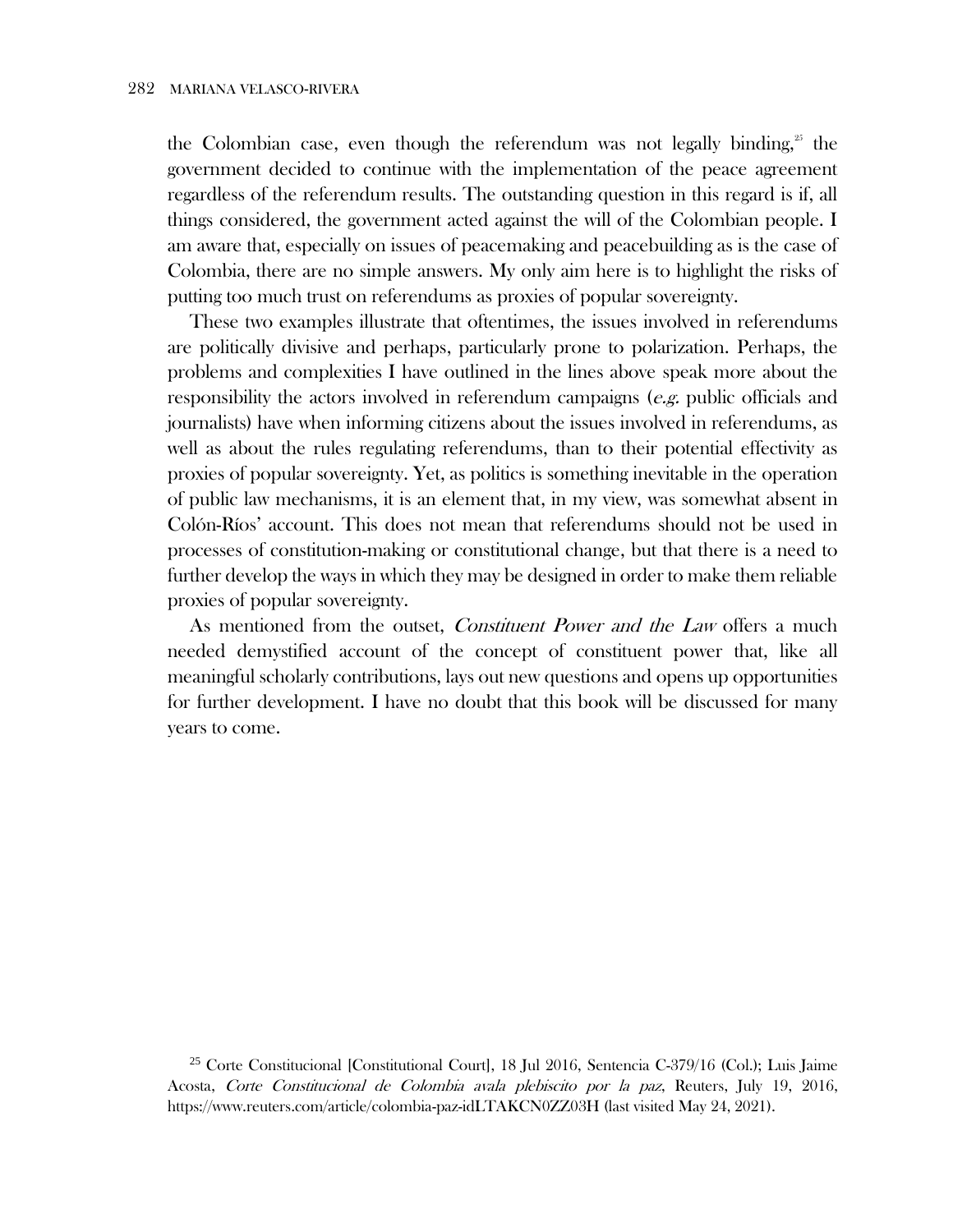the Colombian case, even though the referendum was not legally binding,[25] the government decided to continue with the implementation of the peace agreement regardless of the referendum results. The outstanding question in this regard is if, all things considered, the government acted against the will of the Colombian people. I am aware that, especially on issues of peacemaking and peacebuilding as is the case of Colombia, there are no simple answers. My only aim here is to highlight the risks of putting too much trust on referendums as proxies of popular sovereignty.

These two examples illustrate that oftentimes, the issues involved in referendums are politically divisive and perhaps, particularly prone to polarization. Perhaps, the problems and complexities I have outlined in the lines above speak more about the responsibility the actors involved in referendum campaigns (*e.g.* public officials and journalists) have when informing citizens about the issues involved in referendums, as well as about the rules regulating referendums, than to their potential effectivity as proxies of popular sovereignty. Yet, as politics is something inevitable in the operation of public law mechanisms, it is an element that, in my view, was somewhat absent in Colón-Ríos' account. This does not mean that referendums should not be used in processes of constitution-making or constitutional change, but that there is a need to further develop the ways in which they may be designed in order to make them reliable proxies of popular sovereignty.

As mentioned from the outset, *Constituent Power and the Law* offers a much needed demystified account of the concept of constituent power that, like all meaningful scholarly contributions, lays out new questions and opens up opportunities for further development. I have no doubt that this book will be discussed for many years to come.

[25] Corte Constitucional [Constitutional Court], 18 Jul 2016, Sentencia C-379/16 (Col.); Luis Jaime Acosta, *Corte Constitucional de Colombia avala plebiscito por la paz*, Reuters, July 19, 2016, https://www.reuters.com/article/colombia-paz-idLTAKCN0ZZ03H (last visited May 24, 2021).